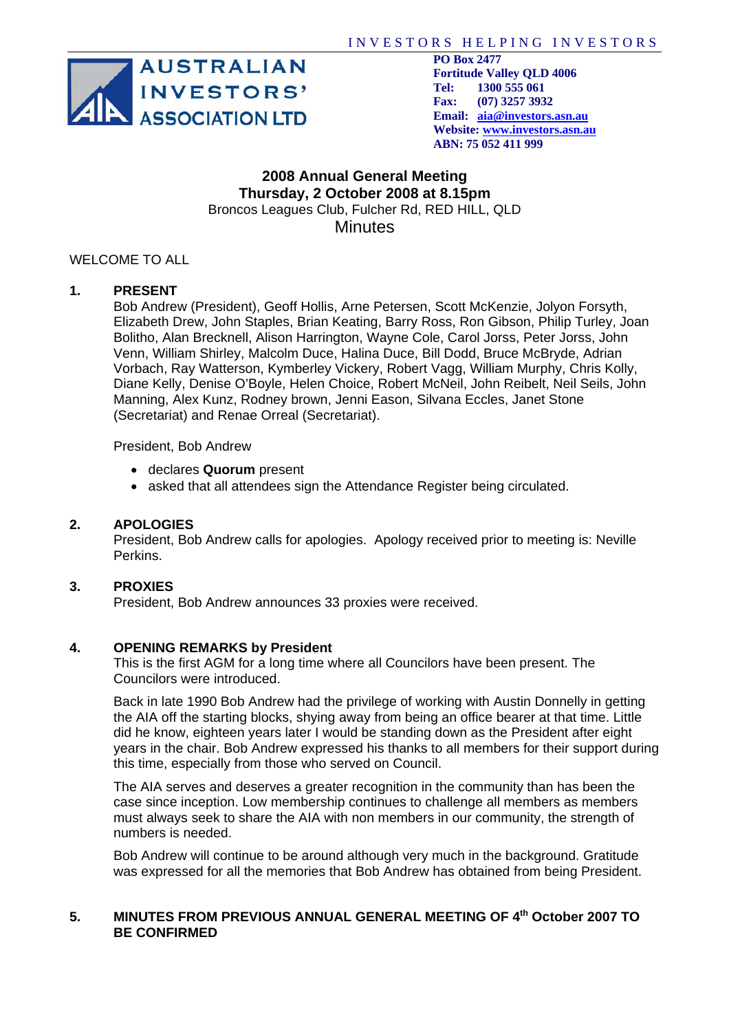INVESTORS HELPING INVESTORS

**AUSTRALIAN INVESTORS' ASSOCIATION LTD**

**PO Box 2477**
**Fortitude Valley QLD 4006**
**Tel: 1300 555 061**
**Fax: (07) 3257 3932**
**Email: aia@investors.asn.au**
**Website: www.investors.asn.au**
**ABN: 75 052 411 999**

# 2008 Annual General Meeting
## Thursday, 2 October 2008 at 8.15pm

Broncos Leagues Club, Fulcher Rd, RED HILL, QLD

Minutes

WELCOME TO ALL

**1. PRESENT**

Bob Andrew (President), Geoff Hollis, Arne Petersen, Scott McKenzie, Jolyon Forsyth, Elizabeth Drew, John Staples, Brian Keating, Barry Ross, Ron Gibson, Philip Turley, Joan Bolitho, Alan Brecknell, Alison Harrington, Wayne Cole, Carol Jorss, Peter Jorss, John Venn, William Shirley, Malcolm Duce, Halina Duce, Bill Dodd, Bruce McBryde, Adrian Vorbach, Ray Watterson, Kymberley Vickery, Robert Vagg, William Murphy, Chris Kolly, Diane Kelly, Denise O'Boyle, Helen Choice, Robert McNeil, John Reibelt, Neil Seils, John Manning, Alex Kunz, Rodney brown, Jenni Eason, Silvana Eccles, Janet Stone (Secretariat) and Renae Orreal (Secretariat).

President, Bob Andrew

- declares **Quorum** present
- asked that all attendees sign the Attendance Register being circulated.

**2. APOLOGIES**

President, Bob Andrew calls for apologies. Apology received prior to meeting is: Neville Perkins.

**3. PROXIES**

President, Bob Andrew announces 33 proxies were received.

**4. OPENING REMARKS by President**

This is the first AGM for a long time where all Councilors have been present. The Councilors were introduced.

Back in late 1990 Bob Andrew had the privilege of working with Austin Donnelly in getting the AIA off the starting blocks, shying away from being an office bearer at that time. Little did he know, eighteen years later I would be standing down as the President after eight years in the chair. Bob Andrew expressed his thanks to all members for their support during this time, especially from those who served on Council.

The AIA serves and deserves a greater recognition in the community than has been the case since inception. Low membership continues to challenge all members as members must always seek to share the AIA with non members in our community, the strength of numbers is needed.

Bob Andrew will continue to be around although very much in the background. Gratitude was expressed for all the memories that Bob Andrew has obtained from being President.

**5. MINUTES FROM PREVIOUS ANNUAL GENERAL MEETING OF 4th October 2007 TO BE CONFIRMED**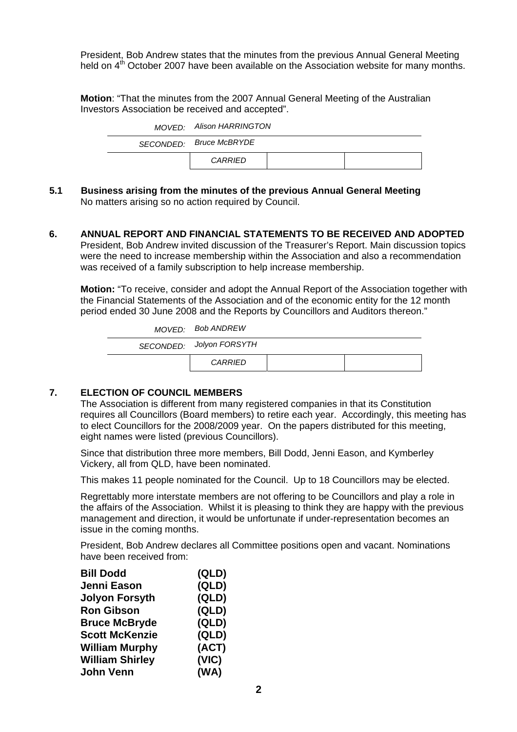President, Bob Andrew states that the minutes from the previous Annual General Meeting held on 4th October 2007 have been available on the Association website for many months.

**Motion**: "That the minutes from the 2007 Annual General Meeting of the Australian Investors Association be received and accepted".

| | | | |
|---|---|---|---|
| *MOVED:* | *Alison HARRINGTON* | | |
| *SECONDED:* | *Bruce McBRYDE* | | |
| | *CARRIED* | | |

**5.1 Business arising from the minutes of the previous Annual General Meeting**

No matters arising so no action required by Council.

## 6. ANNUAL REPORT AND FINANCIAL STATEMENTS TO BE RECEIVED AND ADOPTED

President, Bob Andrew invited discussion of the Treasurer's Report. Main discussion topics were the need to increase membership within the Association and also a recommendation was received of a family subscription to help increase membership.

**Motion:** "To receive, consider and adopt the Annual Report of the Association together with the Financial Statements of the Association and of the economic entity for the 12 month period ended 30 June 2008 and the Reports by Councillors and Auditors thereon."

| | | | |
|---|---|---|---|
| *MOVED:* | *Bob ANDREW* | | |
| *SECONDED:* | *Jolyon FORSYTH* | | |
| | *CARRIED* | | |

## 7. ELECTION OF COUNCIL MEMBERS

The Association is different from many registered companies in that its Constitution requires all Councillors (Board members) to retire each year. Accordingly, this meeting has to elect Councillors for the 2008/2009 year. On the papers distributed for this meeting, eight names were listed (previous Councillors).

Since that distribution three more members, Bill Dodd, Jenni Eason, and Kymberley Vickery, all from QLD, have been nominated.

This makes 11 people nominated for the Council. Up to 18 Councillors may be elected.

Regrettably more interstate members are not offering to be Councillors and play a role in the affairs of the Association. Whilst it is pleasing to think they are happy with the previous management and direction, it would be unfortunate if under-representation becomes an issue in the coming months.

President, Bob Andrew declares all Committee positions open and vacant. Nominations have been received from:

| | |
|---|---|
| **Bill Dodd** | **(QLD)** |
| **Jenni Eason** | **(QLD)** |
| **Jolyon Forsyth** | **(QLD)** |
| **Ron Gibson** | **(QLD)** |
| **Bruce McBryde** | **(QLD)** |
| **Scott McKenzie** | **(QLD)** |
| **William Murphy** | **(ACT)** |
| **William Shirley** | **(VIC)** |
| **John Venn** | **(WA)** |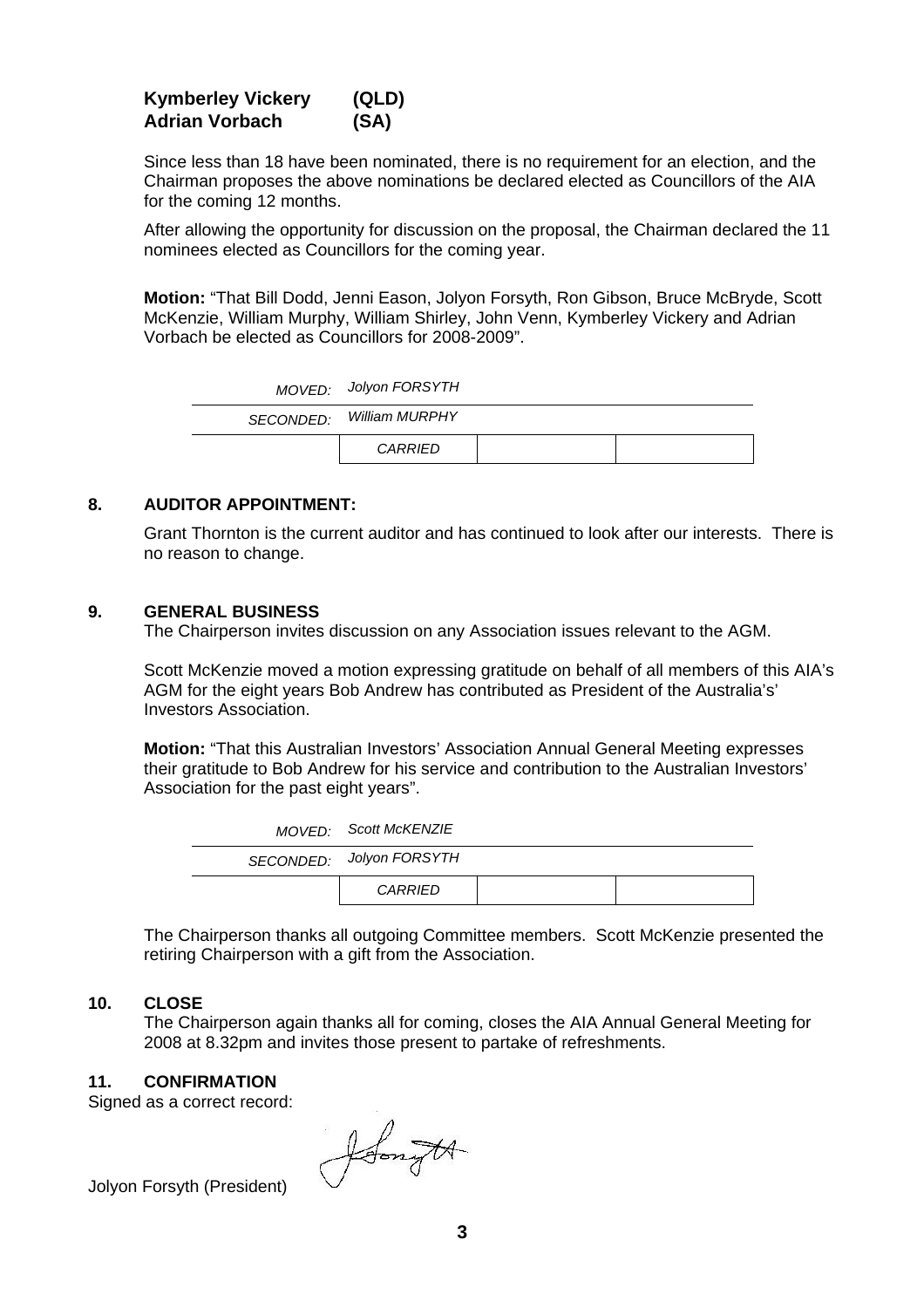**Kymberley Vickery (QLD)**
**Adrian Vorbach (SA)**

Since less than 18 have been nominated, there is no requirement for an election, and the Chairman proposes the above nominations be declared elected as Councillors of the AIA for the coming 12 months.

After allowing the opportunity for discussion on the proposal, the Chairman declared the 11 nominees elected as Councillors for the coming year.

**Motion:** "That Bill Dodd, Jenni Eason, Jolyon Forsyth, Ron Gibson, Bruce McBryde, Scott McKenzie, William Murphy, William Shirley, John Venn, Kymberley Vickery and Adrian Vorbach be elected as Councillors for 2008-2009".

| | | | |
|---|---|---|---|
| *MOVED:* | *Jolyon FORSYTH* | | |
| *SECONDED:* | *William MURPHY* | | |
| | *CARRIED* | | |

## 8. AUDITOR APPOINTMENT:

Grant Thornton is the current auditor and has continued to look after our interests. There is no reason to change.

## 9. GENERAL BUSINESS

The Chairperson invites discussion on any Association issues relevant to the AGM.

Scott McKenzie moved a motion expressing gratitude on behalf of all members of this AIA's AGM for the eight years Bob Andrew has contributed as President of the Australia's' Investors Association.

**Motion:** "That this Australian Investors' Association Annual General Meeting expresses their gratitude to Bob Andrew for his service and contribution to the Australian Investors' Association for the past eight years".

| | | | |
|---|---|---|---|
| *MOVED:* | *Scott McKENZIE* | | |
| *SECONDED:* | *Jolyon FORSYTH* | | |
| | *CARRIED* | | |

The Chairperson thanks all outgoing Committee members. Scott McKenzie presented the retiring Chairperson with a gift from the Association.

## 10. CLOSE

The Chairperson again thanks all for coming, closes the AIA Annual General Meeting for 2008 at 8.32pm and invites those present to partake of refreshments.

## 11. CONFIRMATION

Signed as a correct record:

Jolyon Forsyth (President)